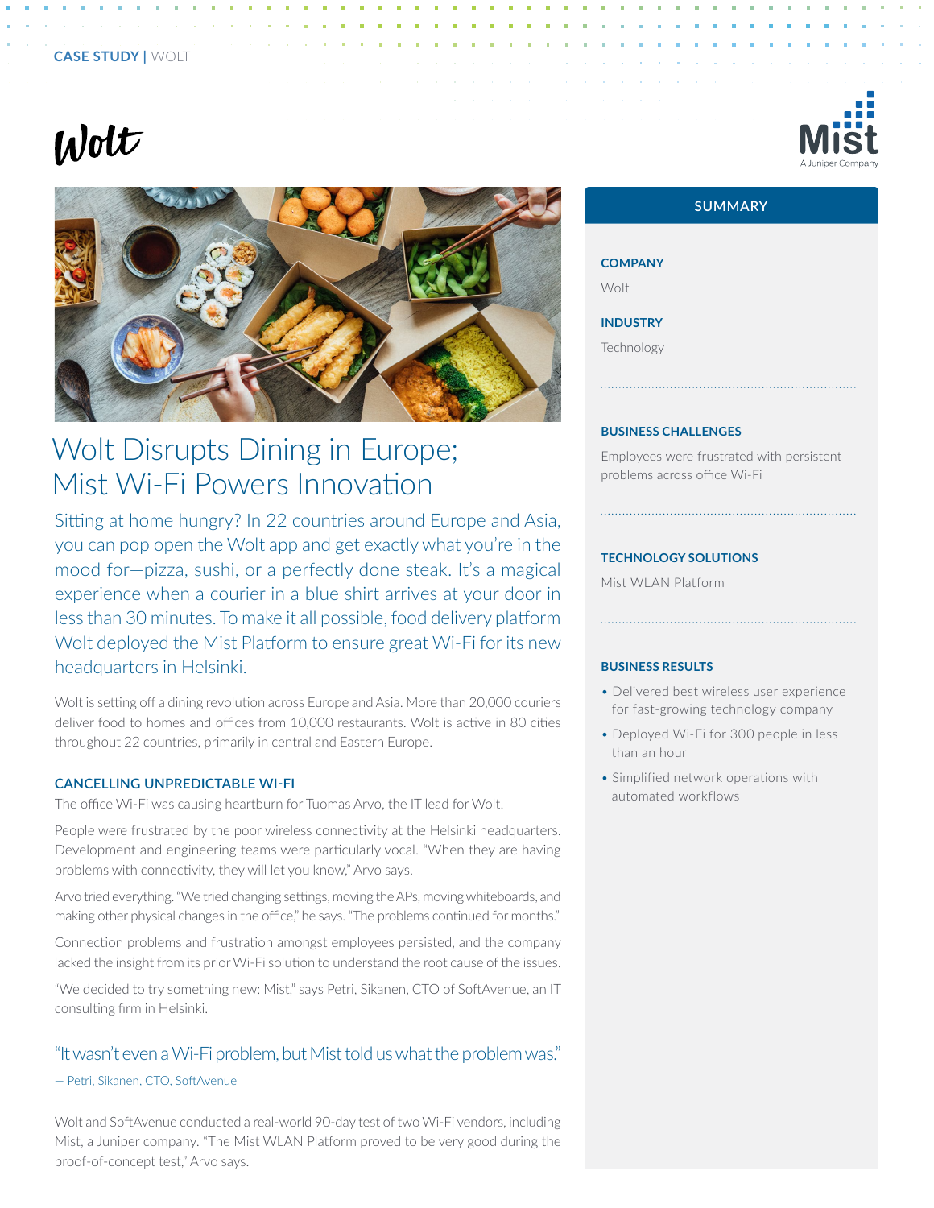CASE STUDY | WOLT

# Wolt Disrupts Dining in Europe; Mist Wi-Fi Powers Innovation

Sitting at home hungry? In 22 countries around Europe and Asia, you can pop open the Wolt app and get exactly what you're in the mood for—pizza, sushi, or a perfectly done steak. It's a magical experience when a courier in a blue shirt arrives at your door in less than 30 minutes. To make it all possible, food delivery platform Wolt deployed the Mist Platform to ensure great Wi-Fi for its new headquarters in Helsinki.

Wolt is setting off a dining revolution across Europe and Asia. More than 20,000 couriers deliver food to homes and offices from 10,000 restaurants. Wolt is active in 80 cities throughout 22 countries, primarily in central and Eastern Europe.

## CANCELLING UNPREDICTABLE WI-FI

The office Wi-Fi was causing heartburn for Tuomas Arvo, the IT lead for Wolt.

People were frustrated by the poor wireless connectivity at the Helsinki headquarters. Development and engineering teams were particularly vocal. "When they are having problems with connectivity, they will let you know," Arvo says.

Arvo tried everything. "We tried changing settings, moving the APs, moving whiteboards, and making other physical changes in the office," he says. "The problems continued for months."

Connection problems and frustration amongst employees persisted, and the company lacked the insight from its prior Wi-Fi solution to understand the root cause of the issues.

"We decided to try something new: Mist," says Petri, Sikanen, CTO of SoftAvenue, an IT consulting firm in Helsinki.

> "It wasn't even a Wi-Fi problem, but Mist told us what the problem was."
>
> — Petri, Sikanen, CTO, SoftAvenue

Wolt and SoftAvenue conducted a real-world 90-day test of two Wi-Fi vendors, including Mist, a Juniper company. "The Mist WLAN Platform proved to be very good during the proof-of-concept test," Arvo says.

## SUMMARY

**COMPANY**

Wolt

**INDUSTRY**

Technology

**BUSINESS CHALLENGES**

Employees were frustrated with persistent problems across office Wi-Fi

**TECHNOLOGY SOLUTIONS**

Mist WLAN Platform

**BUSINESS RESULTS**

- Delivered best wireless user experience for fast-growing technology company
- Deployed Wi-Fi for 300 people in less than an hour
- Simplified network operations with automated workflows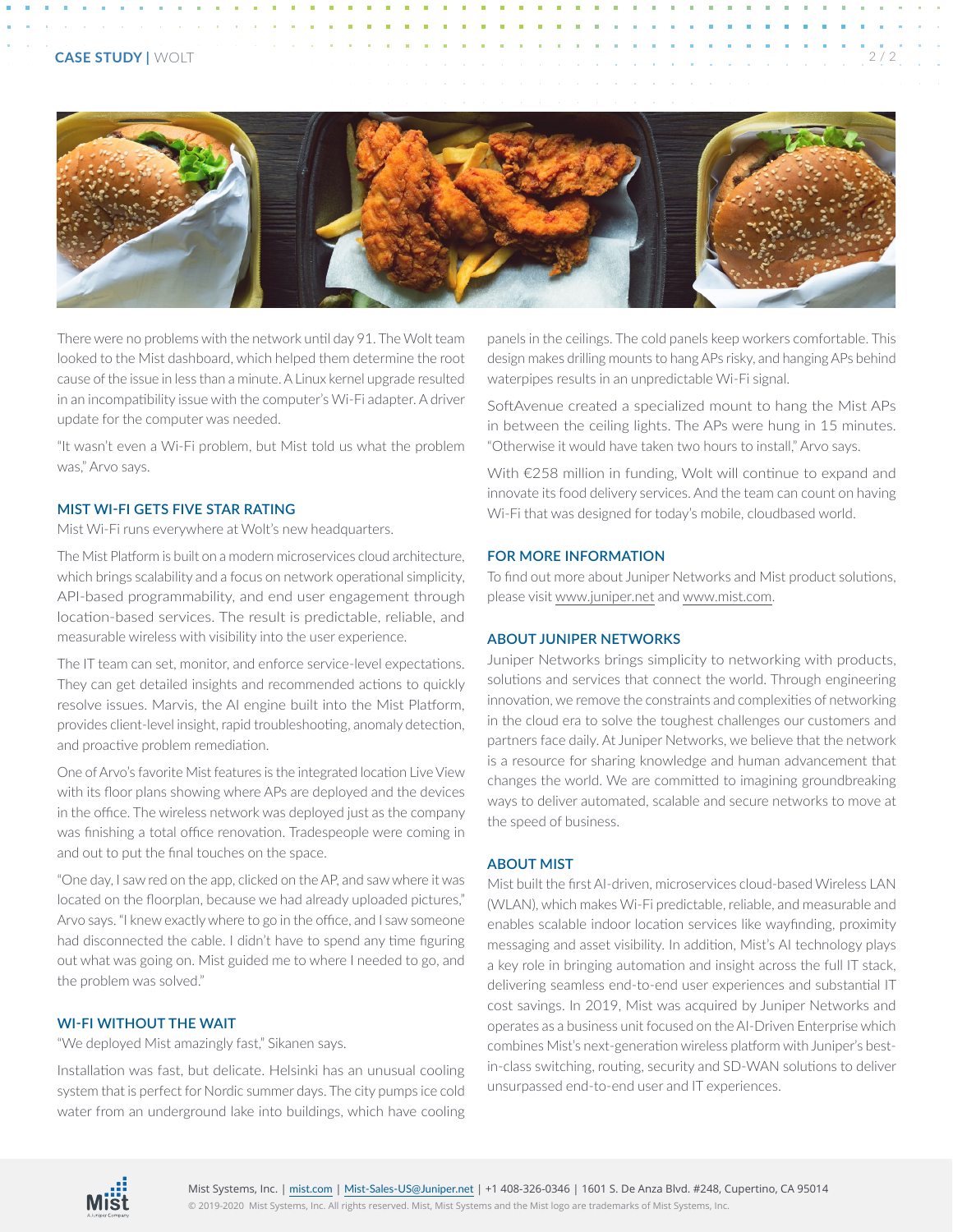There were no problems with the network until day 91. The Wolt team looked to the Mist dashboard, which helped them determine the root cause of the issue in less than a minute. A Linux kernel upgrade resulted in an incompatibility issue with the computer's Wi-Fi adapter. A driver update for the computer was needed.

"It wasn't even a Wi-Fi problem, but Mist told us what the problem was," Arvo says.

## MIST WI-FI GETS FIVE STAR RATING

Mist Wi-Fi runs everywhere at Wolt's new headquarters.

The Mist Platform is built on a modern microservices cloud architecture, which brings scalability and a focus on network operational simplicity, API-based programmability, and end user engagement through location-based services. The result is predictable, reliable, and measurable wireless with visibility into the user experience.

The IT team can set, monitor, and enforce service-level expectations. They can get detailed insights and recommended actions to quickly resolve issues. Marvis, the AI engine built into the Mist Platform, provides client-level insight, rapid troubleshooting, anomaly detection, and proactive problem remediation.

One of Arvo's favorite Mist features is the integrated location Live View with its floor plans showing where APs are deployed and the devices in the office. The wireless network was deployed just as the company was finishing a total office renovation. Tradespeople were coming in and out to put the final touches on the space.

"One day, I saw red on the app, clicked on the AP, and saw where it was located on the floorplan, because we had already uploaded pictures," Arvo says. "I knew exactly where to go in the office, and I saw someone had disconnected the cable. I didn't have to spend any time figuring out what was going on. Mist guided me to where I needed to go, and the problem was solved."

## WI-FI WITHOUT THE WAIT

"We deployed Mist amazingly fast," Sikanen says.

Installation was fast, but delicate. Helsinki has an unusual cooling system that is perfect for Nordic summer days. The city pumps ice cold water from an underground lake into buildings, which have cooling panels in the ceilings. The cold panels keep workers comfortable. This design makes drilling mounts to hang APs risky, and hanging APs behind waterpipes results in an unpredictable Wi-Fi signal.

SoftAvenue created a specialized mount to hang the Mist APs in between the ceiling lights. The APs were hung in 15 minutes. "Otherwise it would have taken two hours to install," Arvo says.

With €258 million in funding, Wolt will continue to expand and innovate its food delivery services. And the team can count on having Wi-Fi that was designed for today's mobile, cloudbased world.

## FOR MORE INFORMATION

To find out more about Juniper Networks and Mist product solutions, please visit www.juniper.net and www.mist.com.

## ABOUT JUNIPER NETWORKS

Juniper Networks brings simplicity to networking with products, solutions and services that connect the world. Through engineering innovation, we remove the constraints and complexities of networking in the cloud era to solve the toughest challenges our customers and partners face daily. At Juniper Networks, we believe that the network is a resource for sharing knowledge and human advancement that changes the world. We are committed to imagining groundbreaking ways to deliver automated, scalable and secure networks to move at the speed of business.

## ABOUT MIST

Mist built the first AI-driven, microservices cloud-based Wireless LAN (WLAN), which makes Wi-Fi predictable, reliable, and measurable and enables scalable indoor location services like wayfinding, proximity messaging and asset visibility. In addition, Mist's AI technology plays a key role in bringing automation and insight across the full IT stack, delivering seamless end-to-end user experiences and substantial IT cost savings. In 2019, Mist was acquired by Juniper Networks and operates as a business unit focused on the AI-Driven Enterprise which combines Mist's next-generation wireless platform with Juniper's best-in-class switching, routing, security and SD-WAN solutions to deliver unsurpassed end-to-end user and IT experiences.

Mist Systems, Inc. | mist.com | Mist-Sales-US@Juniper.net | +1 408-326-0346 | 1601 S. De Anza Blvd. #248, Cupertino, CA 95014

© 2019-2020 Mist Systems, Inc. All rights reserved. Mist, Mist Systems and the Mist logo are trademarks of Mist Systems, Inc.